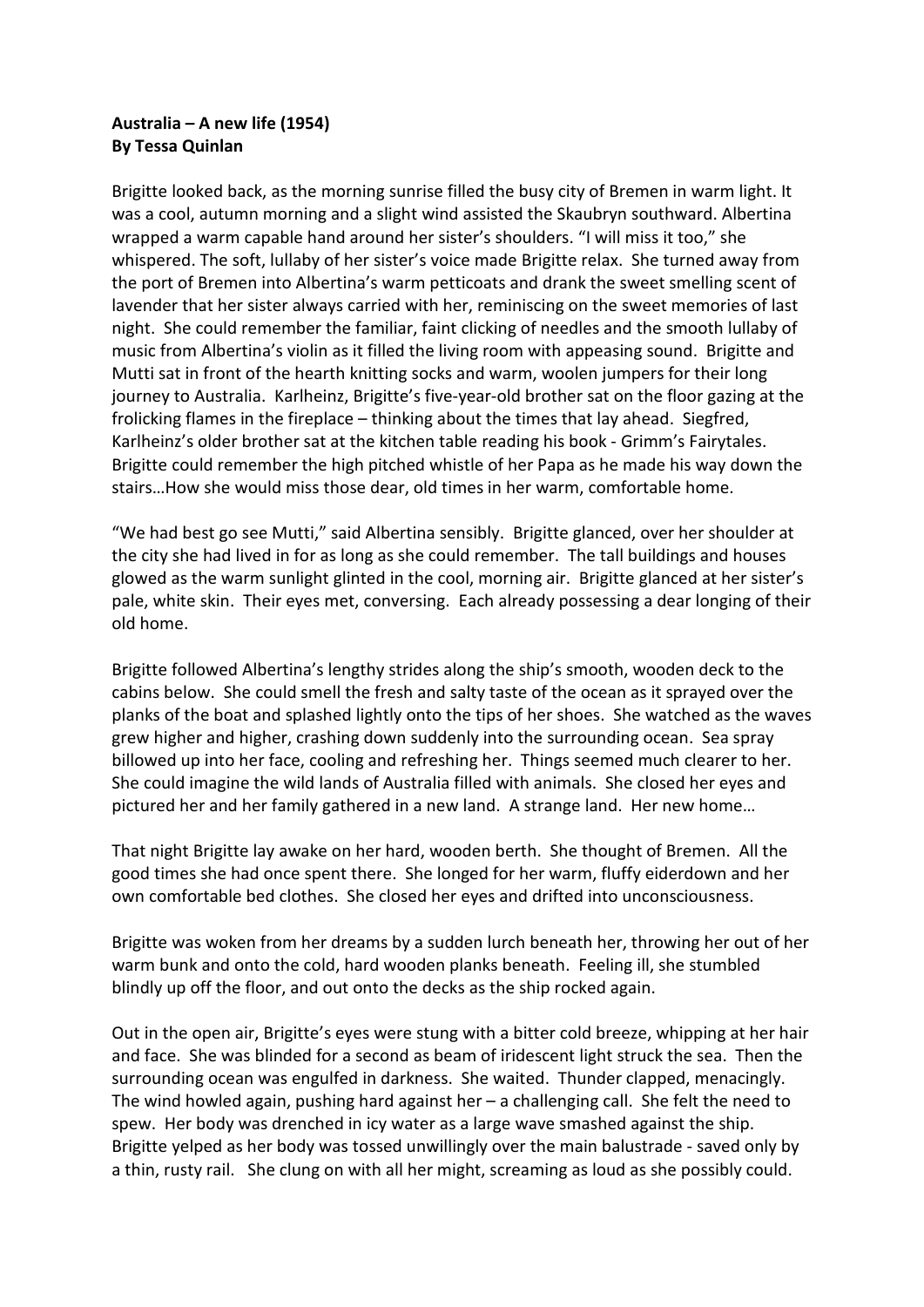**Australia – A new life (1954)**
**By Tessa Quinlan**

Brigitte looked back, as the morning sunrise filled the busy city of Bremen in warm light. It was a cool, autumn morning and a slight wind assisted the Skaubryn southward. Albertina wrapped a warm capable hand around her sister's shoulders. "I will miss it too," she whispered. The soft, lullaby of her sister's voice made Brigitte relax. She turned away from the port of Bremen into Albertina's warm petticoats and drank the sweet smelling scent of lavender that her sister always carried with her, reminiscing on the sweet memories of last night. She could remember the familiar, faint clicking of needles and the smooth lullaby of music from Albertina's violin as it filled the living room with appeasing sound. Brigitte and Mutti sat in front of the hearth knitting socks and warm, woolen jumpers for their long journey to Australia. Karlheinz, Brigitte's five-year-old brother sat on the floor gazing at the frolicking flames in the fireplace – thinking about the times that lay ahead. Siegfred, Karlheinz's older brother sat at the kitchen table reading his book - Grimm's Fairytales. Brigitte could remember the high pitched whistle of her Papa as he made his way down the stairs…How she would miss those dear, old times in her warm, comfortable home.

"We had best go see Mutti," said Albertina sensibly. Brigitte glanced, over her shoulder at the city she had lived in for as long as she could remember. The tall buildings and houses glowed as the warm sunlight glinted in the cool, morning air. Brigitte glanced at her sister's pale, white skin. Their eyes met, conversing. Each already possessing a dear longing of their old home.

Brigitte followed Albertina's lengthy strides along the ship's smooth, wooden deck to the cabins below. She could smell the fresh and salty taste of the ocean as it sprayed over the planks of the boat and splashed lightly onto the tips of her shoes. She watched as the waves grew higher and higher, crashing down suddenly into the surrounding ocean. Sea spray billowed up into her face, cooling and refreshing her. Things seemed much clearer to her. She could imagine the wild lands of Australia filled with animals. She closed her eyes and pictured her and her family gathered in a new land. A strange land. Her new home…

That night Brigitte lay awake on her hard, wooden berth. She thought of Bremen. All the good times she had once spent there. She longed for her warm, fluffy eiderdown and her own comfortable bed clothes. She closed her eyes and drifted into unconsciousness.

Brigitte was woken from her dreams by a sudden lurch beneath her, throwing her out of her warm bunk and onto the cold, hard wooden planks beneath. Feeling ill, she stumbled blindly up off the floor, and out onto the decks as the ship rocked again.

Out in the open air, Brigitte's eyes were stung with a bitter cold breeze, whipping at her hair and face. She was blinded for a second as beam of iridescent light struck the sea. Then the surrounding ocean was engulfed in darkness. She waited. Thunder clapped, menacingly. The wind howled again, pushing hard against her – a challenging call. She felt the need to spew. Her body was drenched in icy water as a large wave smashed against the ship. Brigitte yelped as her body was tossed unwillingly over the main balustrade - saved only by a thin, rusty rail. She clung on with all her might, screaming as loud as she possibly could.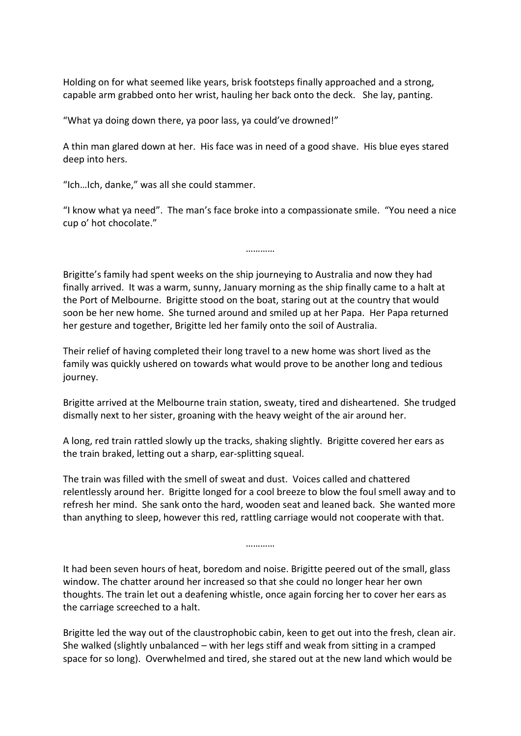Holding on for what seemed like years, brisk footsteps finally approached and a strong, capable arm grabbed onto her wrist, hauling her back onto the deck.   She lay, panting.

"What ya doing down there, ya poor lass, ya could've drowned!"

A thin man glared down at her.  His face was in need of a good shave.  His blue eyes stared deep into hers.

"Ich…Ich, danke," was all she could stammer.

"I know what ya need".  The man's face broke into a compassionate smile.  "You need a nice cup o' hot chocolate."

…………

Brigitte's family had spent weeks on the ship journeying to Australia and now they had finally arrived.  It was a warm, sunny, January morning as the ship finally came to a halt at the Port of Melbourne.  Brigitte stood on the boat, staring out at the country that would soon be her new home.  She turned around and smiled up at her Papa.  Her Papa returned her gesture and together, Brigitte led her family onto the soil of Australia.

Their relief of having completed their long travel to a new home was short lived as the family was quickly ushered on towards what would prove to be another long and tedious journey.

Brigitte arrived at the Melbourne train station, sweaty, tired and disheartened.  She trudged dismally next to her sister, groaning with the heavy weight of the air around her.

A long, red train rattled slowly up the tracks, shaking slightly.  Brigitte covered her ears as the train braked, letting out a sharp, ear-splitting squeal.

The train was filled with the smell of sweat and dust.  Voices called and chattered relentlessly around her.  Brigitte longed for a cool breeze to blow the foul smell away and to refresh her mind.  She sank onto the hard, wooden seat and leaned back.  She wanted more than anything to sleep, however this red, rattling carriage would not cooperate with that.

…………

It had been seven hours of heat, boredom and noise. Brigitte peered out of the small, glass window. The chatter around her increased so that she could no longer hear her own thoughts. The train let out a deafening whistle, once again forcing her to cover her ears as the carriage screeched to a halt.

Brigitte led the way out of the claustrophobic cabin, keen to get out into the fresh, clean air. She walked (slightly unbalanced – with her legs stiff and weak from sitting in a cramped space for so long).  Overwhelmed and tired, she stared out at the new land which would be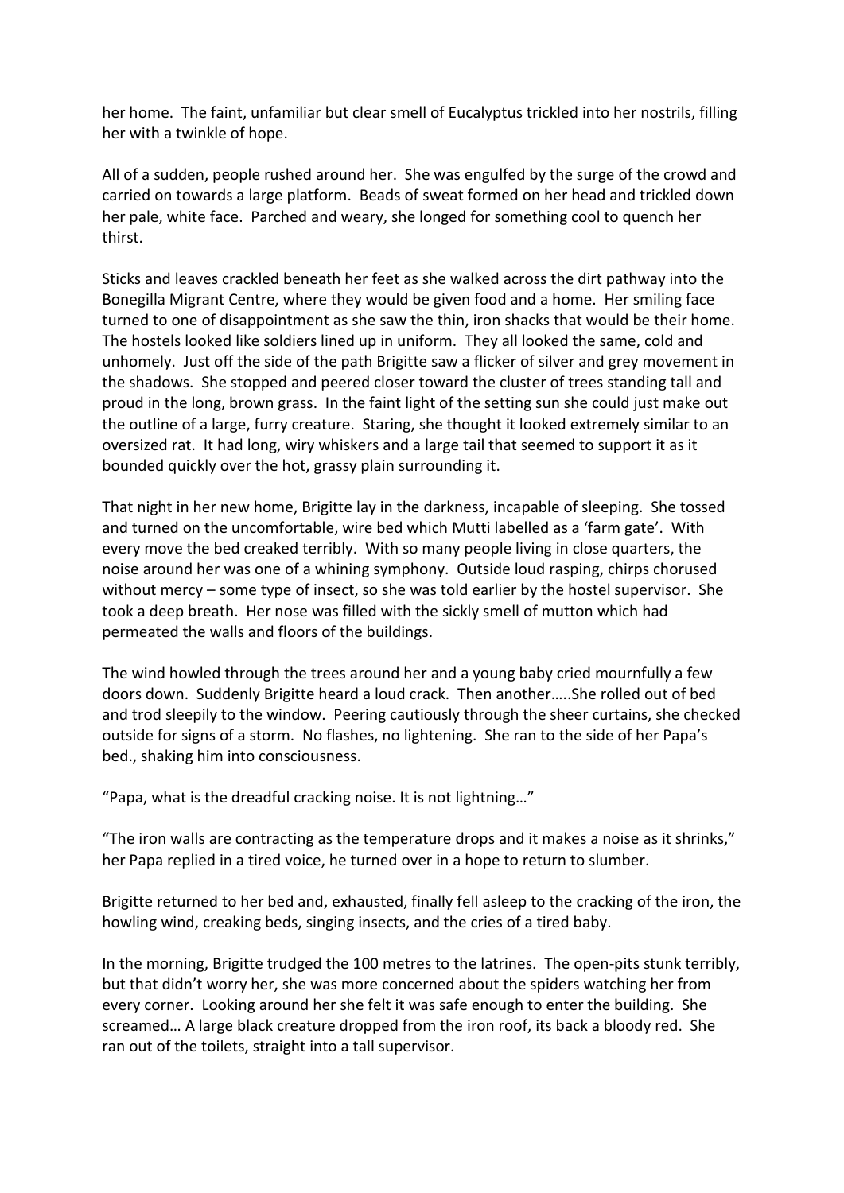her home.  The faint, unfamiliar but clear smell of Eucalyptus trickled into her nostrils, filling her with a twinkle of hope.

All of a sudden, people rushed around her.  She was engulfed by the surge of the crowd and carried on towards a large platform.  Beads of sweat formed on her head and trickled down her pale, white face.  Parched and weary, she longed for something cool to quench her thirst.

Sticks and leaves crackled beneath her feet as she walked across the dirt pathway into the Bonegilla Migrant Centre, where they would be given food and a home.  Her smiling face turned to one of disappointment as she saw the thin, iron shacks that would be their home.  The hostels looked like soldiers lined up in uniform.  They all looked the same, cold and unhomely.  Just off the side of the path Brigitte saw a flicker of silver and grey movement in the shadows.  She stopped and peered closer toward the cluster of trees standing tall and proud in the long, brown grass.  In the faint light of the setting sun she could just make out the outline of a large, furry creature.  Staring, she thought it looked extremely similar to an oversized rat.  It had long, wiry whiskers and a large tail that seemed to support it as it bounded quickly over the hot, grassy plain surrounding it.

That night in her new home, Brigitte lay in the darkness, incapable of sleeping.  She tossed and turned on the uncomfortable, wire bed which Mutti labelled as a 'farm gate'.  With every move the bed creaked terribly.  With so many people living in close quarters, the noise around her was one of a whining symphony.  Outside loud rasping, chirps chorused without mercy – some type of insect, so she was told earlier by the hostel supervisor.  She took a deep breath.  Her nose was filled with the sickly smell of mutton which had permeated the walls and floors of the buildings.

The wind howled through the trees around her and a young baby cried mournfully a few doors down.  Suddenly Brigitte heard a loud crack.  Then another…..She rolled out of bed and trod sleepily to the window.  Peering cautiously through the sheer curtains, she checked outside for signs of a storm.  No flashes, no lightening.  She ran to the side of her Papa's bed., shaking him into consciousness.

"Papa, what is the dreadful cracking noise. It is not lightning…"

"The iron walls are contracting as the temperature drops and it makes a noise as it shrinks," her Papa replied in a tired voice, he turned over in a hope to return to slumber.

Brigitte returned to her bed and, exhausted, finally fell asleep to the cracking of the iron, the howling wind, creaking beds, singing insects, and the cries of a tired baby.

In the morning, Brigitte trudged the 100 metres to the latrines.  The open-pits stunk terribly, but that didn't worry her, she was more concerned about the spiders watching her from every corner.  Looking around her she felt it was safe enough to enter the building.  She screamed… A large black creature dropped from the iron roof, its back a bloody red.  She ran out of the toilets, straight into a tall supervisor.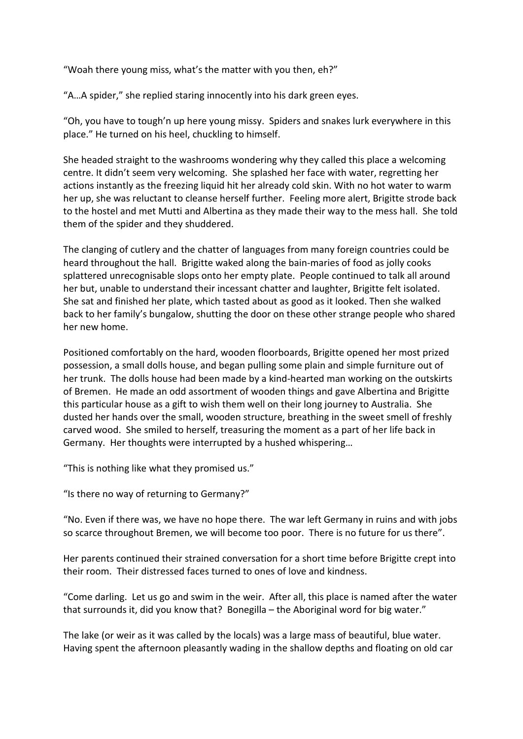“Woah there young miss, what’s the matter with you then, eh?”

“A…A spider,” she replied staring innocently into his dark green eyes.

“Oh, you have to tough’n up here young missy. Spiders and snakes lurk everywhere in this place.” He turned on his heel, chuckling to himself.

She headed straight to the washrooms wondering why they called this place a welcoming centre. It didn’t seem very welcoming. She splashed her face with water, regretting her actions instantly as the freezing liquid hit her already cold skin. With no hot water to warm her up, she was reluctant to cleanse herself further. Feeling more alert, Brigitte strode back to the hostel and met Mutti and Albertina as they made their way to the mess hall. She told them of the spider and they shuddered.

The clanging of cutlery and the chatter of languages from many foreign countries could be heard throughout the hall. Brigitte waked along the bain-maries of food as jolly cooks splattered unrecognisable slops onto her empty plate. People continued to talk all around her but, unable to understand their incessant chatter and laughter, Brigitte felt isolated. She sat and finished her plate, which tasted about as good as it looked. Then she walked back to her family’s bungalow, shutting the door on these other strange people who shared her new home.

Positioned comfortably on the hard, wooden floorboards, Brigitte opened her most prized possession, a small dolls house, and began pulling some plain and simple furniture out of her trunk. The dolls house had been made by a kind-hearted man working on the outskirts of Bremen. He made an odd assortment of wooden things and gave Albertina and Brigitte this particular house as a gift to wish them well on their long journey to Australia. She dusted her hands over the small, wooden structure, breathing in the sweet smell of freshly carved wood. She smiled to herself, treasuring the moment as a part of her life back in Germany. Her thoughts were interrupted by a hushed whispering…

“This is nothing like what they promised us.”

“Is there no way of returning to Germany?”

“No. Even if there was, we have no hope there. The war left Germany in ruins and with jobs so scarce throughout Bremen, we will become too poor. There is no future for us there”.

Her parents continued their strained conversation for a short time before Brigitte crept into their room. Their distressed faces turned to ones of love and kindness.

“Come darling. Let us go and swim in the weir. After all, this place is named after the water that surrounds it, did you know that? Bonegilla – the Aboriginal word for big water.”

The lake (or weir as it was called by the locals) was a large mass of beautiful, blue water. Having spent the afternoon pleasantly wading in the shallow depths and floating on old car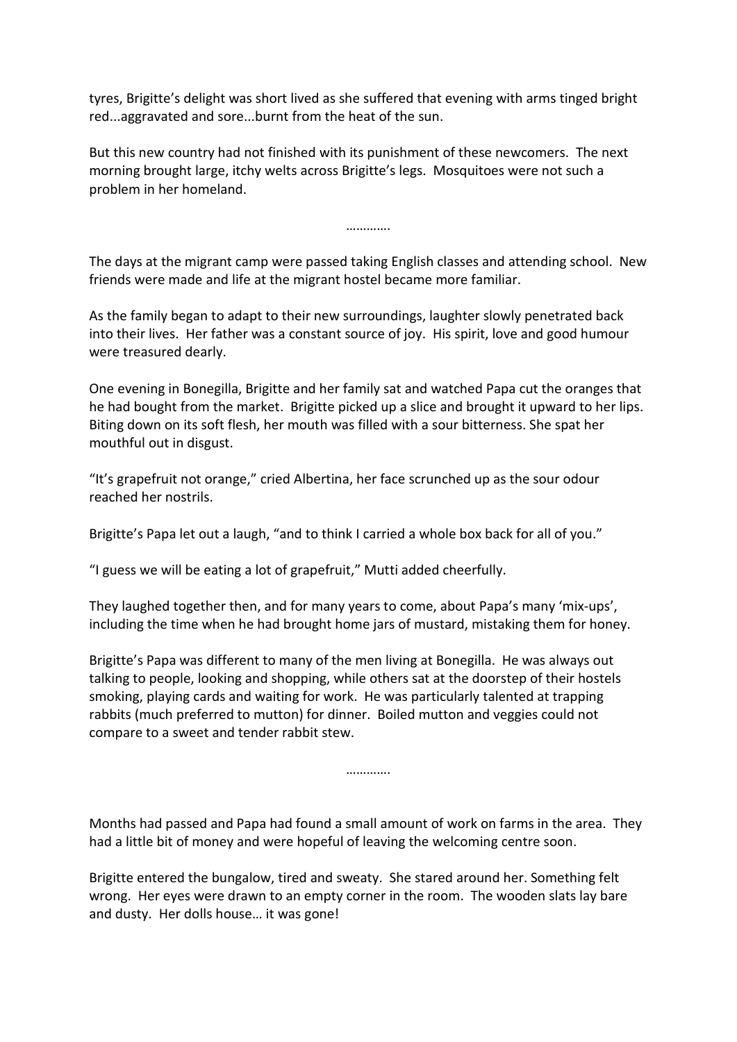tyres, Brigitte's delight was short lived as she suffered that evening with arms tinged bright red...aggravated and sore...burnt from the heat of the sun.

But this new country had not finished with its punishment of these newcomers. The next morning brought large, itchy welts across Brigitte's legs. Mosquitoes were not such a problem in her homeland.

………….

The days at the migrant camp were passed taking English classes and attending school. New friends were made and life at the migrant hostel became more familiar.

As the family began to adapt to their new surroundings, laughter slowly penetrated back into their lives. Her father was a constant source of joy. His spirit, love and good humour were treasured dearly.

One evening in Bonegilla, Brigitte and her family sat and watched Papa cut the oranges that he had bought from the market. Brigitte picked up a slice and brought it upward to her lips. Biting down on its soft flesh, her mouth was filled with a sour bitterness. She spat her mouthful out in disgust.

"It's grapefruit not orange," cried Albertina, her face scrunched up as the sour odour reached her nostrils.

Brigitte's Papa let out a laugh, "and to think I carried a whole box back for all of you."

"I guess we will be eating a lot of grapefruit," Mutti added cheerfully.

They laughed together then, and for many years to come, about Papa's many 'mix-ups', including the time when he had brought home jars of mustard, mistaking them for honey.

Brigitte's Papa was different to many of the men living at Bonegilla. He was always out talking to people, looking and shopping, while others sat at the doorstep of their hostels smoking, playing cards and waiting for work. He was particularly talented at trapping rabbits (much preferred to mutton) for dinner. Boiled mutton and veggies could not compare to a sweet and tender rabbit stew.

………….

Months had passed and Papa had found a small amount of work on farms in the area. They had a little bit of money and were hopeful of leaving the welcoming centre soon.

Brigitte entered the bungalow, tired and sweaty. She stared around her. Something felt wrong. Her eyes were drawn to an empty corner in the room. The wooden slats lay bare and dusty. Her dolls house… it was gone!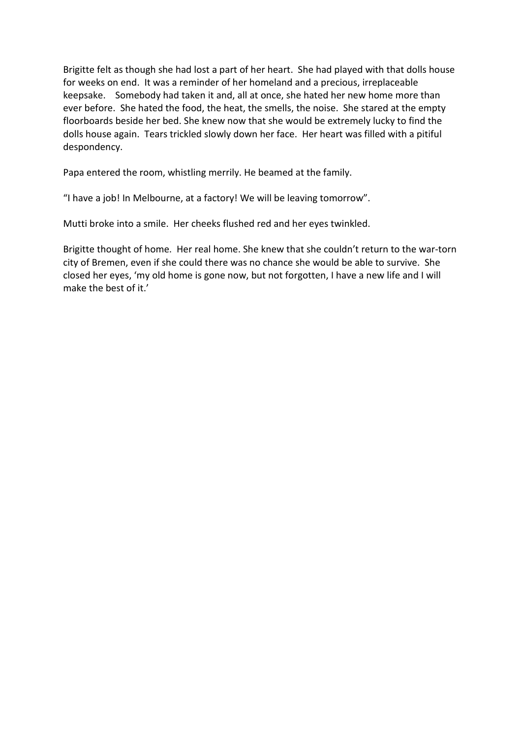Brigitte felt as though she had lost a part of her heart. She had played with that dolls house for weeks on end. It was a reminder of her homeland and a precious, irreplaceable keepsake. Somebody had taken it and, all at once, she hated her new home more than ever before. She hated the food, the heat, the smells, the noise. She stared at the empty floorboards beside her bed. She knew now that she would be extremely lucky to find the dolls house again. Tears trickled slowly down her face. Her heart was filled with a pitiful despondency.

Papa entered the room, whistling merrily. He beamed at the family.

"I have a job! In Melbourne, at a factory! We will be leaving tomorrow".

Mutti broke into a smile. Her cheeks flushed red and her eyes twinkled.

Brigitte thought of home. Her real home. She knew that she couldn't return to the war-torn city of Bremen, even if she could there was no chance she would be able to survive. She closed her eyes, 'my old home is gone now, but not forgotten, I have a new life and I will make the best of it.'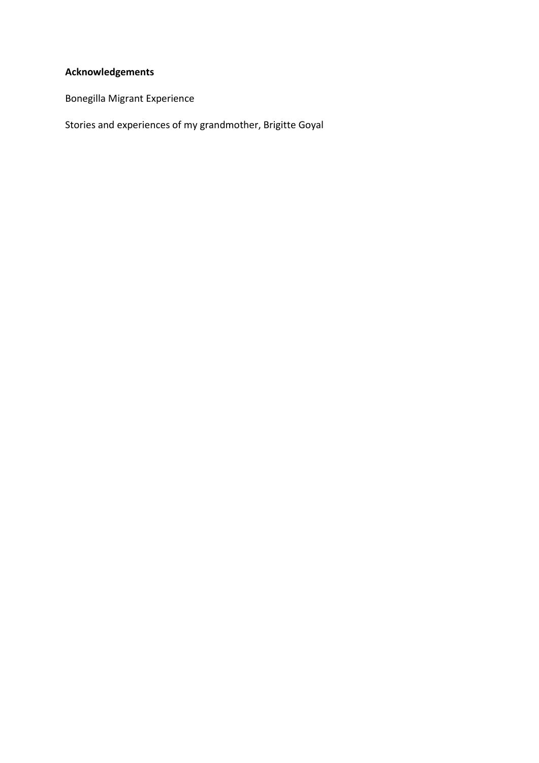**Acknowledgements**

Bonegilla Migrant Experience

Stories and experiences of my grandmother, Brigitte Goyal